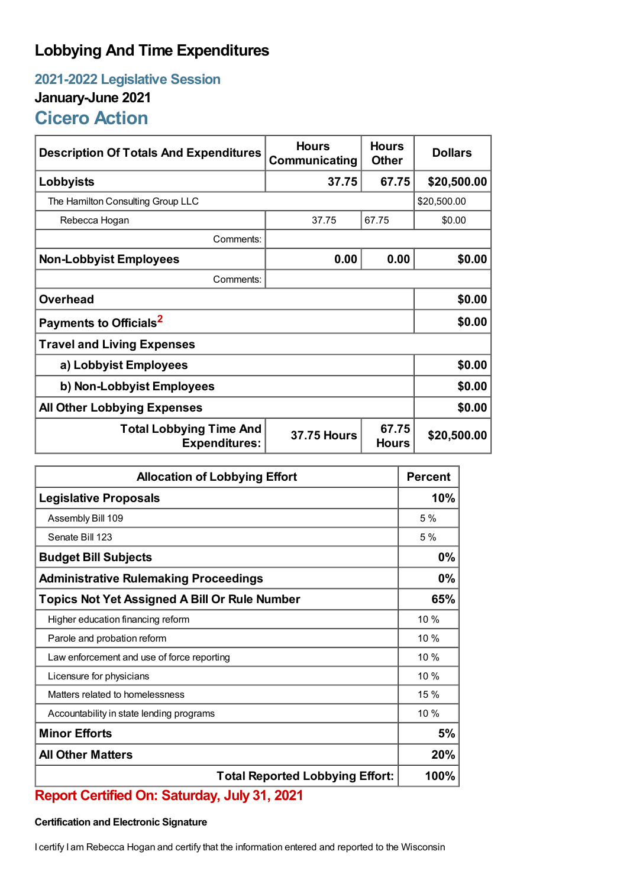# Lobbying And Time Expenditures

## 2021-2022 Legislative Session

### January-June 2021

## Cicero Action

| Description Of Totals And Expenditures | Hours Communicating | Hours Other | Dollars |
|---|---|---|---|
| **Lobbyists** | **37.75** | **67.75** | **$20,500.00** |
| The Hamilton Consulting Group LLC | | | $20,500.00 |
| Rebecca Hogan | 37.75 | 67.75 | $0.00 |
| Comments: | | | |
| **Non-Lobbyist Employees** | **0.00** | **0.00** | **$0.00** |
| Comments: | | | |
| **Overhead** | | | **$0.00** |
| **Payments to Officials**[2] | | | **$0.00** |
| **Travel and Living Expenses** | | | |
| **a) Lobbyist Employees** | | | **$0.00** |
| **b) Non-Lobbyist Employees** | | | **$0.00** |
| **All Other Lobbying Expenses** | | | **$0.00** |
| **Total Lobbying Time And Expenditures:** | **37.75 Hours** | **67.75 Hours** | **$20,500.00** |

| Allocation of Lobbying Effort | Percent |
|---|---|
| **Legislative Proposals** | **10%** |
| Assembly Bill 109 | 5 % |
| Senate Bill 123 | 5 % |
| **Budget Bill Subjects** | **0%** |
| **Administrative Rulemaking Proceedings** | **0%** |
| **Topics Not Yet Assigned A Bill Or Rule Number** | **65%** |
| Higher education financing reform | 10 % |
| Parole and probation reform | 10 % |
| Law enforcement and use of force reporting | 10 % |
| Licensure for physicians | 10 % |
| Matters related to homelessness | 15 % |
| Accountability in state lending programs | 10 % |
| **Minor Efforts** | **5%** |
| **All Other Matters** | **20%** |
| **Total Reported Lobbying Effort:** | **100%** |

**Report Certified On: Saturday, July 31, 2021**

**Certification and Electronic Signature**

I certify I am Rebecca Hogan and certify that the information entered and reported to the Wisconsin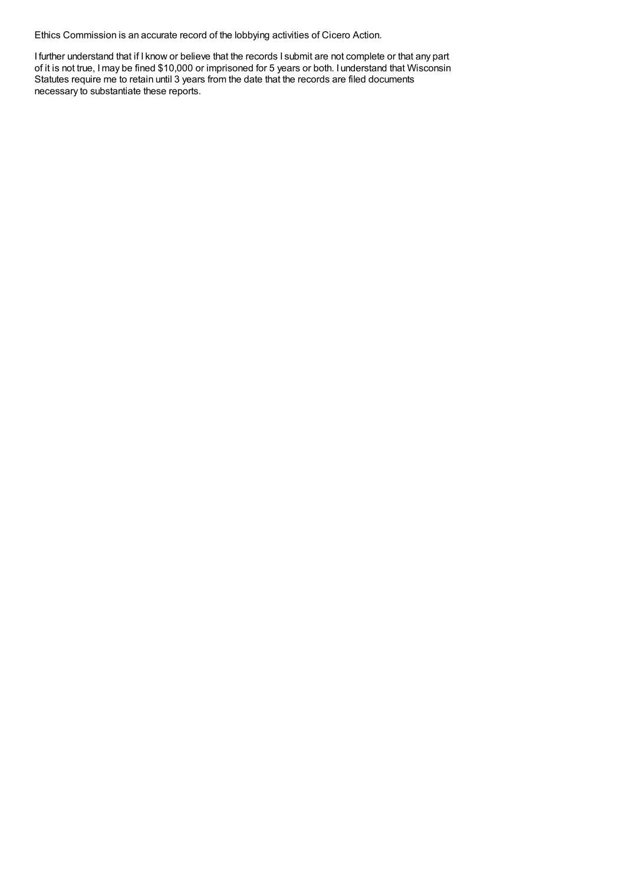Ethics Commission is an accurate record of the lobbying activities of Cicero Action.

I further understand that if I know or believe that the records I submit are not complete or that any part of it is not true, I may be fined $10,000 or imprisoned for 5 years or both. I understand that Wisconsin Statutes require me to retain until 3 years from the date that the records are filed documents necessary to substantiate these reports.